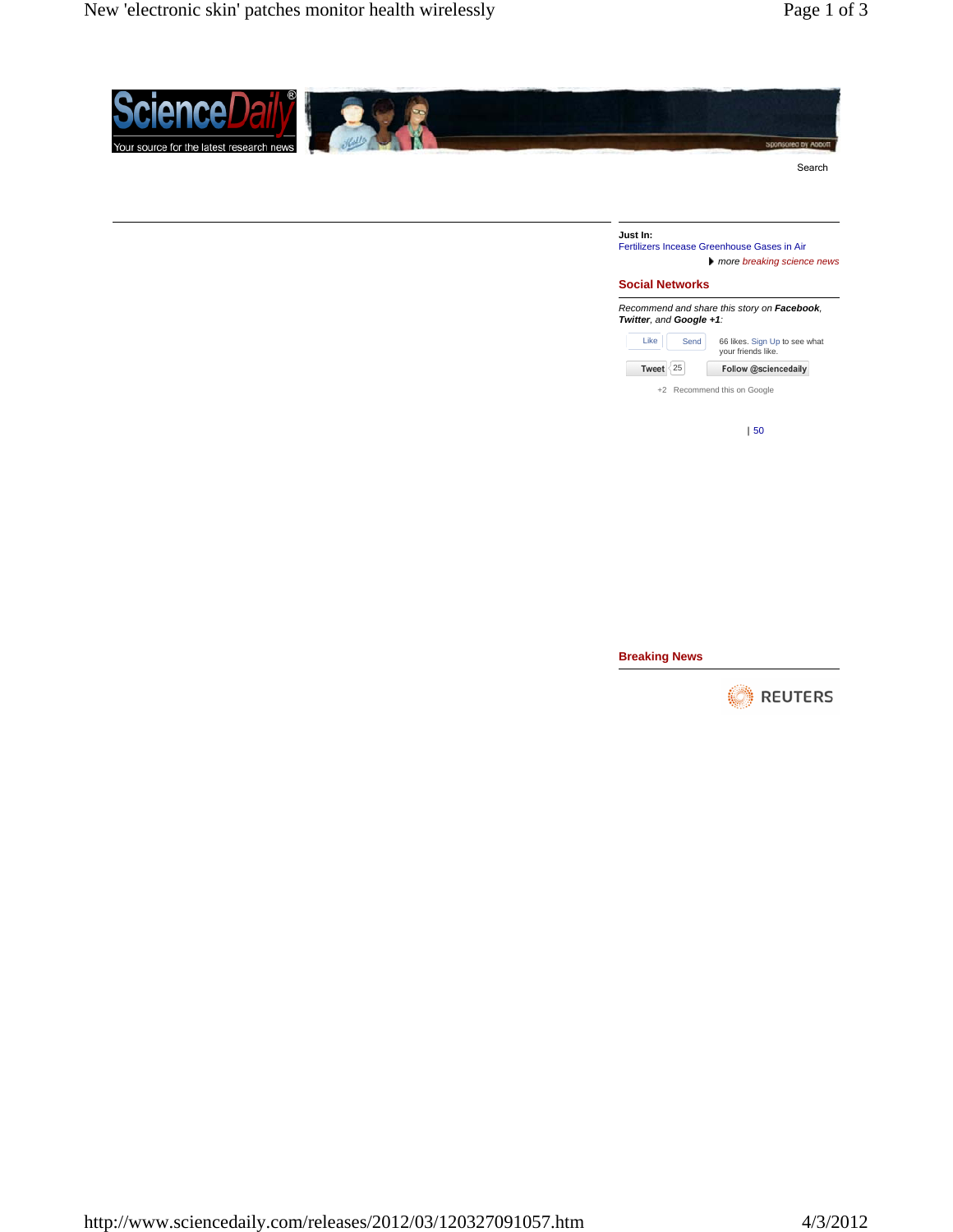ScienceDaily®

Your source for the latest research news

Search

**Just In:**

Fertilizers Incease Greenhouse Gases in Air

more *breaking science news*

## Social Networks

*Recommend and share this story on* ***Facebook****,* ***Twitter****, and* ***Google +1****:*

Like Send 66 likes. Sign Up to see what your friends like.

Tweet 25 Follow @sciencedaily

+2 Recommend this on Google

| 50

## Breaking News

REUTERS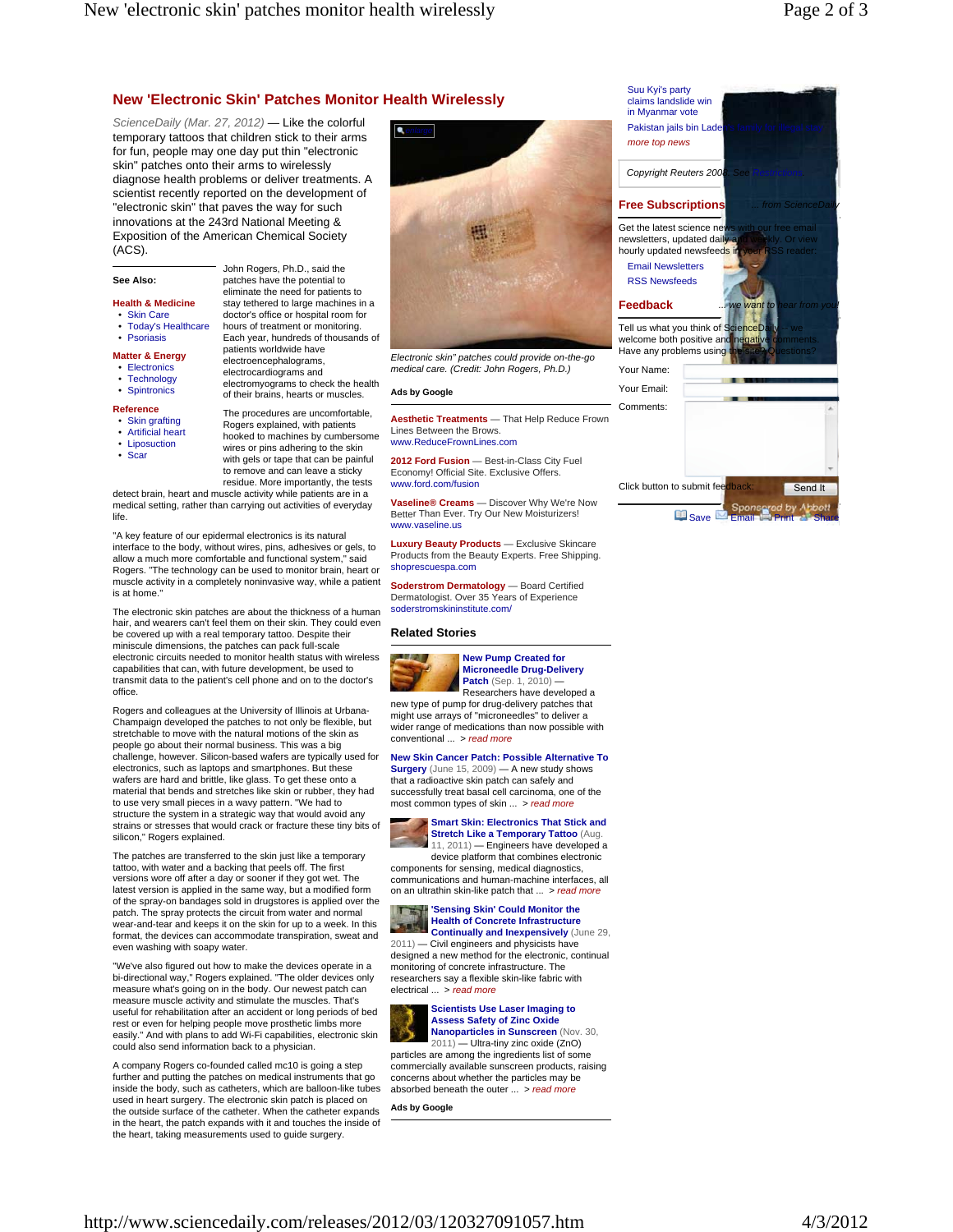# New 'Electronic Skin' Patches Monitor Health Wirelessly

ScienceDaily (Mar. 27, 2012) — Like the colorful temporary tattoos that children stick to their arms for fun, people may one day put thin "electronic skin" patches onto their arms to wirelessly diagnose health problems or deliver treatments. A scientist recently reported on the development of "electronic skin" that paves the way for such innovations at the 243rd National Meeting & Exposition of the American Chemical Society (ACS).

**See Also:**

**Health & Medicine**
- Skin Care
- Today's Healthcare
- Psoriasis

**Matter & Energy**
- Electronics
- Technology
- Spintronics

**Reference**
- Skin grafting
- Artificial heart
- Liposuction
- Scar

John Rogers, Ph.D., said the patches have the potential to eliminate the need for patients to stay tethered to large machines in a doctor's office or hospital room for hours of treatment or monitoring. Each year, hundreds of thousands of patients worldwide have electroencephalograms, electrocardiograms and electromyograms to check the health of their brains, hearts or muscles.

The procedures are uncomfortable, Rogers explained, with patients hooked to machines by cumbersome wires or pins adhering to the skin with gels or tape that can be painful to remove and can leave a sticky residue. More importantly, the tests detect brain, heart and muscle activity while patients are in a medical setting, rather than carrying out activities of everyday life.

"A key feature of our epidermal electronics is its natural interface to the body, without wires, pins, adhesives or gels, to allow a much more comfortable and functional system," said Rogers. "The technology can be used to monitor brain, heart or muscle activity in a completely noninvasive way, while a patient is at home."

The electronic skin patches are about the thickness of a human hair, and wearers can't feel them on their skin. They could even be covered up with a real temporary tattoo. Despite their miniscule dimensions, the patches can pack full-scale electronic circuits needed to monitor health status with wireless capabilities that can, with future development, be used to transmit data to the patient's cell phone and on to the doctor's office.

Rogers and colleagues at the University of Illinois at Urbana-Champaign developed the patches to not only be flexible, but stretchable to move with the natural motions of the skin as people go about their normal business. This was a big challenge, however. Silicon-based wafers are typically used for electronics, such as laptops and smartphones. But these wafers are hard and brittle, like glass. To get these onto a material that bends and stretches like skin or rubber, they had to use very small pieces in a wavy pattern. "We had to structure the system in a strategic way that would avoid any strains or stresses that would crack or fracture these tiny bits of silicon," Rogers explained.

The patches are transferred to the skin just like a temporary tattoo, with water and a backing that peels off. The first versions wore off after a day or sooner if they got wet. The latest version is applied in the same way, but a modified form of the spray-on bandages sold in drugstores is applied over the patch. The spray protects the circuit from water and normal wear-and-tear and keeps it on the skin for up to a week. In this format, the devices can accommodate transpiration, sweat and even washing with soapy water.

"We've also figured out how to make the devices operate in a bi-directional way," Rogers explained. "The older devices only measure what's going on in the body. Our newest patch can measure muscle activity and stimulate the muscles. That's useful for rehabilitation after an accident or long periods of bed rest or even for helping people move prosthetic limbs more easily." And with plans to add Wi-Fi capabilities, electronic skin could also send information back to a physician.

A company Rogers co-founded called mc10 is going a step further and putting the patches on medical instruments that go inside the body, such as catheters, which are balloon-like tubes used in heart surgery. The electronic skin patch is placed on the outside surface of the catheter. When the catheter expands in the heart, the patch expands with it and touches the inside of the heart, taking measurements used to guide surgery.

Electronic skin" patches could provide on-the-go medical care. (Credit: John Rogers, Ph.D.)

**Ads by Google**

**Aesthetic Treatments** — That Help Reduce Frown Lines Between the Brows. www.ReduceFrownLines.com

**2012 Ford Fusion** — Best-in-Class City Fuel Economy! Official Site. Exclusive Offers. www.ford.com/fusion

**Vaseline® Creams** — Discover Why We're Now Better Than Ever. Try Our New Moisturizers! www.vaseline.us

**Luxury Beauty Products** — Exclusive Skincare Products from the Beauty Experts. Free Shipping. shoprescuespa.com

**Soderstrom Dermatology** — Board Certified Dermatologist. Over 35 Years of Experience soderstromskininstitute.com/

## Related Stories

**New Pump Created for Microneedle Drug-Delivery Patch** (Sep. 1, 2010) — Researchers have developed a new type of pump for drug-delivery patches that might use arrays of "microneedles" to deliver a wider range of medications than now possible with conventional ... > read more

**New Skin Cancer Patch: Possible Alternative To Surgery** (June 15, 2009) — A new study shows that a radioactive skin patch can safely and successfully treat basal cell carcinoma, one of the most common types of skin ... > read more

**Smart Skin: Electronics That Stick and Stretch Like a Temporary Tattoo** (Aug. 11, 2011) — Engineers have developed a device platform that combines electronic components for sensing, medical diagnostics, communications and human-machine interfaces, all on an ultrathin skin-like patch that ... > read more

**'Sensing Skin' Could Monitor the Health of Concrete Infrastructure Continually and Inexpensively** (June 29, 2011) — Civil engineers and physicists have designed a new method for the electronic, continual monitoring of concrete infrastructure. The researchers say a flexible skin-like fabric with electrical ... > read more

**Scientists Use Laser Imaging to Assess Safety of Zinc Oxide Nanoparticles in Sunscreen** (Nov. 30, 2011) — Ultra-tiny zinc oxide (ZnO) particles are among the ingredients list of some commercially available sunscreen products, raising concerns about whether the particles may be absorbed beneath the outer ... > read more

**Ads by Google**

Suu Kyi's party claims landslide win in Myanmar vote

Pakistan jails bin Laden's ...

more top news

Copyright Reuters 2008. See Restrictions.

## Free Subscriptions

... from ScienceDaily

Get the latest science news with our free email newsletters, updated daily and weekly. Or view hourly updated newsfeeds in your RSS reader:

- Email Newsletters
- RSS Newsfeeds

## Feedback

... we want to hear from you!

Tell us what you think of ScienceDaily -- we welcome both positive and negative comments. Have any problems using the site? Questions?

Your Name:

Your Email:

Comments:

Click button to submit feedback: Send It

Save Email Print Share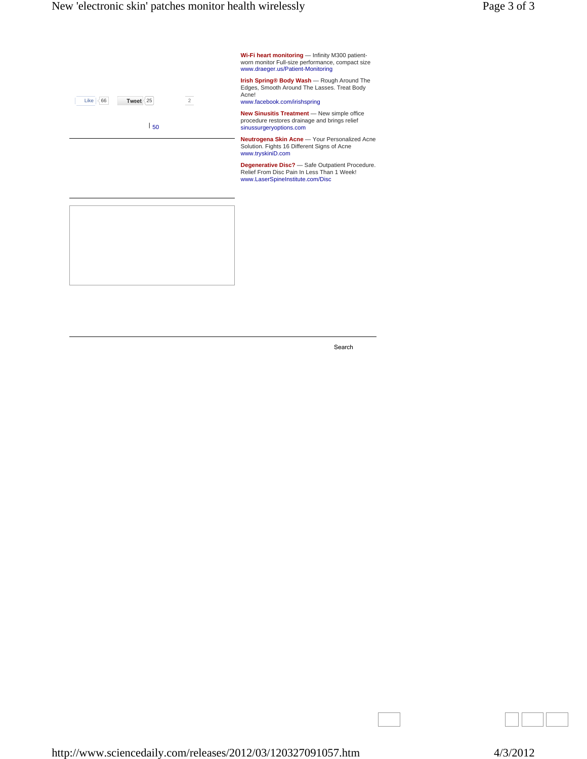Like 66 Tweet 25 2

50

**Wi-Fi heart monitoring** — Infinity M300 patient-worn monitor Full-size performance, compact size
www.draeger.us/Patient-Monitoring

**Irish Spring® Body Wash** — Rough Around The Edges, Smooth Around The Lasses. Treat Body Acne!
www.facebook.com/irishspring

**New Sinusitis Treatment** — New simple office procedure restores drainage and brings relief
sinussurgeryoptions.com

**Neutrogena Skin Acne** — Your Personalized Acne Solution. Fights 16 Different Signs of Acne
www.tryskiniD.com

**Degenerative Disc?** — Safe Outpatient Procedure. Relief From Disc Pain In Less Than 1 Week!
www.LaserSpineInstitute.com/Disc

Search